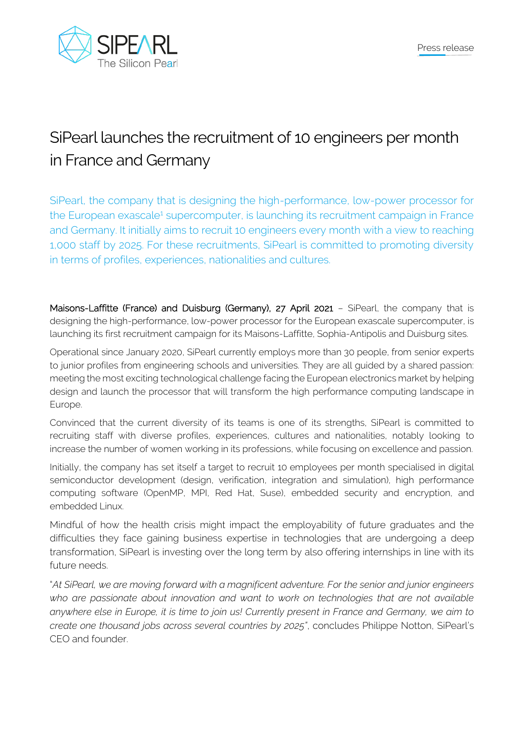Press release

# SiPearl launches the recruitment of 10 engineers per month in France and Germany

SiPearl, the company that is designing the high-performance, low-power processor for the European exascale[1] supercomputer, is launching its recruitment campaign in France and Germany. It initially aims to recruit 10 engineers every month with a view to reaching 1,000 staff by 2025. For these recruitments, SiPearl is committed to promoting diversity in terms of profiles, experiences, nationalities and cultures.

**Maisons-Laffitte (France) and Duisburg (Germany), 27 April 2021** – SiPearl, the company that is designing the high-performance, low-power processor for the European exascale supercomputer, is launching its first recruitment campaign for its Maisons-Laffitte, Sophia-Antipolis and Duisburg sites.

Operational since January 2020, SiPearl currently employs more than 30 people, from senior experts to junior profiles from engineering schools and universities. They are all guided by a shared passion: meeting the most exciting technological challenge facing the European electronics market by helping design and launch the processor that will transform the high performance computing landscape in Europe.

Convinced that the current diversity of its teams is one of its strengths, SiPearl is committed to recruiting staff with diverse profiles, experiences, cultures and nationalities, notably looking to increase the number of women working in its professions, while focusing on excellence and passion.

Initially, the company has set itself a target to recruit 10 employees per month specialised in digital semiconductor development (design, verification, integration and simulation), high performance computing software (OpenMP, MPI, Red Hat, Suse), embedded security and encryption, and embedded Linux.

Mindful of how the health crisis might impact the employability of future graduates and the difficulties they face gaining business expertise in technologies that are undergoing a deep transformation, SiPearl is investing over the long term by also offering internships in line with its future needs.

"*At SiPearl, we are moving forward with a magnificent adventure. For the senior and junior engineers who are passionate about innovation and want to work on technologies that are not available anywhere else in Europe, it is time to join us! Currently present in France and Germany, we aim to create one thousand jobs across several countries by 2025*", concludes Philippe Notton, SiPearl's CEO and founder.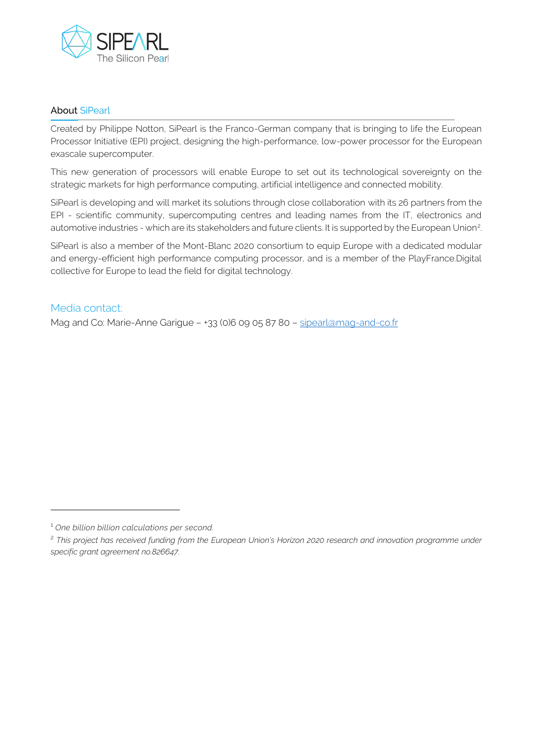## About SiPearl

Created by Philippe Notton, SiPearl is the Franco-German company that is bringing to life the European Processor Initiative (EPI) project, designing the high-performance, low-power processor for the European exascale supercomputer.

This new generation of processors will enable Europe to set out its technological sovereignty on the strategic markets for high performance computing, artificial intelligence and connected mobility.

SiPearl is developing and will market its solutions through close collaboration with its 26 partners from the EPI - scientific community, supercomputing centres and leading names from the IT, electronics and automotive industries - which are its stakeholders and future clients. It is supported by the European Union[2].

SiPearl is also a member of the Mont-Blanc 2020 consortium to equip Europe with a dedicated modular and energy-efficient high performance computing processor, and is a member of the PlayFrance.Digital collective for Europe to lead the field for digital technology.

### Media contact:

Mag and Co: Marie-Anne Garigue – +33 (0)6 09 05 87 80 – sipearl@mag-and-co.fr

---

[1] *One billion billion calculations per second.*

[2] *This project has received funding from the European Union's Horizon 2020 research and innovation programme under specific grant agreement no.826647.*